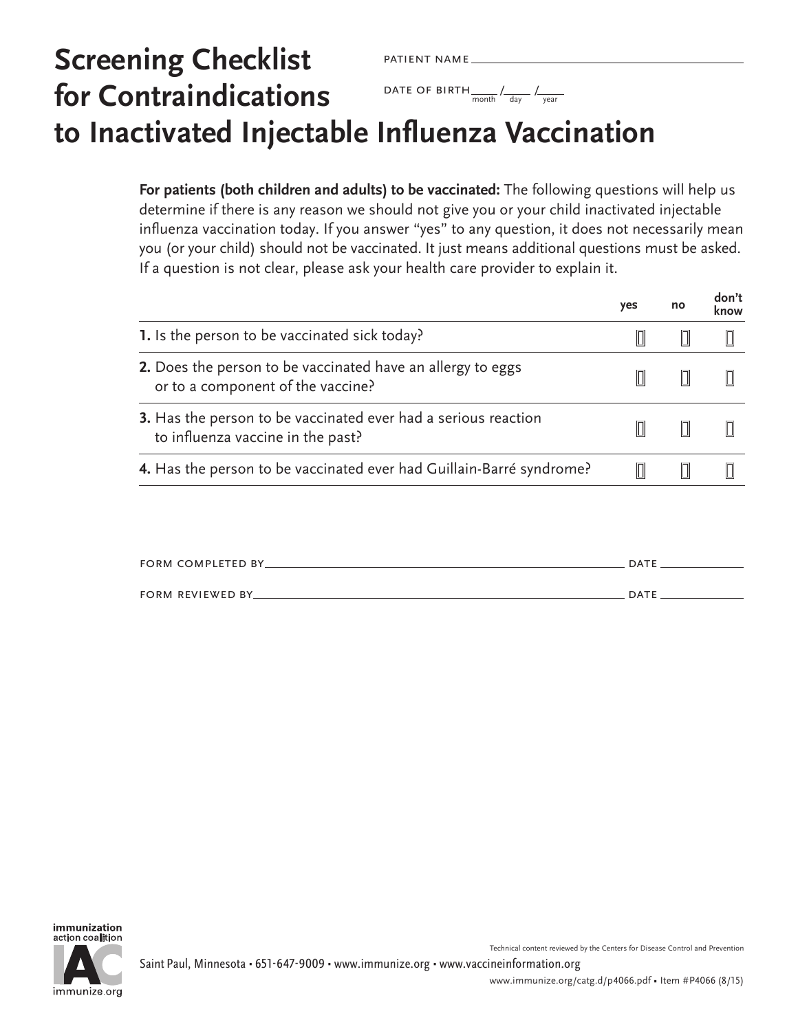# Screening Checklist for Contraindications to Inactivated Injectable Influenza Vaccination

PATIENT NAME ______________________________

DATE OF BIRTH ____ / ____ / ____
month / day / year

**For patients (both children and adults) to be vaccinated:** The following questions will help us determine if there is any reason we should not give you or your child inactivated injectable influenza vaccination today. If you answer "yes" to any question, it does not necessarily mean you (or your child) should not be vaccinated. It just means additional questions must be asked. If a question is not clear, please ask your health care provider to explain it.

| | yes | no | don't know |
|---|---|---|---|
| **1.** Is the person to be vaccinated sick today? | ☐ | ☐ | ☐ |
| **2.** Does the person to be vaccinated have an allergy to eggs or to a component of the vaccine? | ☐ | ☐ | ☐ |
| **3.** Has the person to be vaccinated ever had a serious reaction to influenza vaccine in the past? | ☐ | ☐ | ☐ |
| **4.** Has the person to be vaccinated ever had Guillain-Barré syndrome? | ☐ | ☐ | ☐ |

FORM COMPLETED BY ______________________________ DATE __________

FORM REVIEWED BY ______________________________ DATE __________

immunization action coalition
IAC
immunize.org

Technical content reviewed by the Centers for Disease Control and Prevention

Saint Paul, Minnesota • 651-647-9009 • www.immunize.org • www.vaccineinformation.org

www.immunize.org/catg.d/p4066.pdf • Item #P4066 (8/15)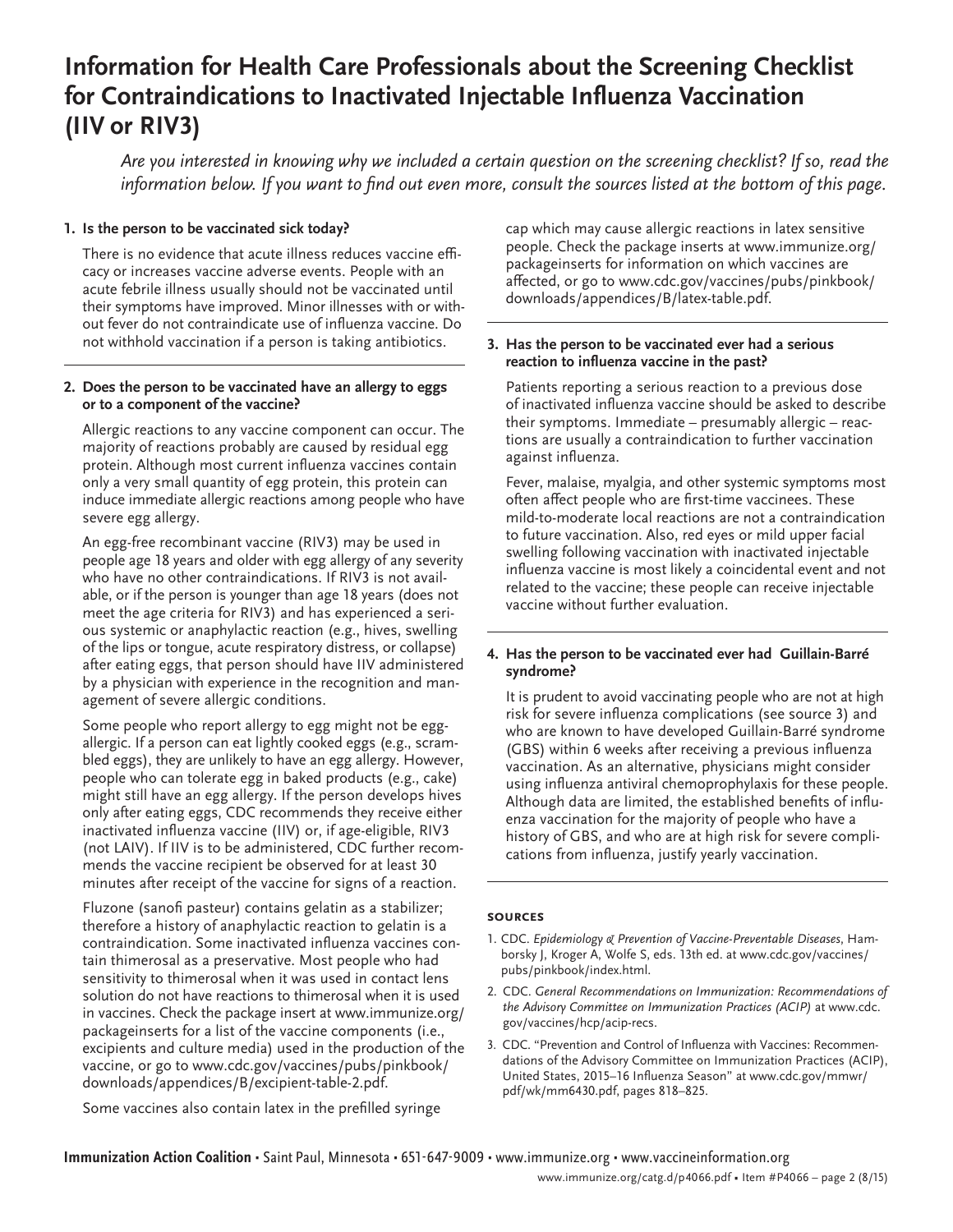# Information for Health Care Professionals about the Screening Checklist for Contraindications to Inactivated Injectable Influenza Vaccination (IIV or RIV3)

*Are you interested in knowing why we included a certain question on the screening checklist? If so, read the information below. If you want to find out even more, consult the sources listed at the bottom of this page.*

### 1. Is the person to be vaccinated sick today?

There is no evidence that acute illness reduces vaccine efficacy or increases vaccine adverse events. People with an acute febrile illness usually should not be vaccinated until their symptoms have improved. Minor illnesses with or without fever do not contraindicate use of influenza vaccine. Do not withhold vaccination if a person is taking antibiotics.

### 2. Does the person to be vaccinated have an allergy to eggs or to a component of the vaccine?

Allergic reactions to any vaccine component can occur. The majority of reactions probably are caused by residual egg protein. Although most current influenza vaccines contain only a very small quantity of egg protein, this protein can induce immediate allergic reactions among people who have severe egg allergy.

An egg-free recombinant vaccine (RIV3) may be used in people age 18 years and older with egg allergy of any severity who have no other contraindications. If RIV3 is not available, or if the person is younger than age 18 years (does not meet the age criteria for RIV3) and has experienced a serious systemic or anaphylactic reaction (e.g., hives, swelling of the lips or tongue, acute respiratory distress, or collapse) after eating eggs, that person should have IIV administered by a physician with experience in the recognition and management of severe allergic conditions.

Some people who report allergy to egg might not be egg-allergic. If a person can eat lightly cooked eggs (e.g., scrambled eggs), they are unlikely to have an egg allergy. However, people who can tolerate egg in baked products (e.g., cake) might still have an egg allergy. If the person develops hives only after eating eggs, CDC recommends they receive either inactivated influenza vaccine (IIV) or, if age-eligible, RIV3 (not LAIV). If IIV is to be administered, CDC further recommends the vaccine recipient be observed for at least 30 minutes after receipt of the vaccine for signs of a reaction.

Fluzone (sanofi pasteur) contains gelatin as a stabilizer; therefore a history of anaphylactic reaction to gelatin is a contraindication. Some inactivated influenza vaccines contain thimerosal as a preservative. Most people who had sensitivity to thimerosal when it was used in contact lens solution do not have reactions to thimerosal when it is used in vaccines. Check the package insert at www.immunize.org/packageinserts for a list of the vaccine components (i.e., excipients and culture media) used in the production of the vaccine, or go to www.cdc.gov/vaccines/pubs/pinkbook/downloads/appendices/B/excipient-table-2.pdf.

Some vaccines also contain latex in the prefilled syringe cap which may cause allergic reactions in latex sensitive people. Check the package inserts at www.immunize.org/packageinserts for information on which vaccines are affected, or go to www.cdc.gov/vaccines/pubs/pinkbook/downloads/appendices/B/latex-table.pdf.

### 3. Has the person to be vaccinated ever had a serious reaction to influenza vaccine in the past?

Patients reporting a serious reaction to a previous dose of inactivated influenza vaccine should be asked to describe their symptoms. Immediate – presumably allergic – reactions are usually a contraindication to further vaccination against influenza.

Fever, malaise, myalgia, and other systemic symptoms most often affect people who are first-time vaccinees. These mild-to-moderate local reactions are not a contraindication to future vaccination. Also, red eyes or mild upper facial swelling following vaccination with inactivated injectable influenza vaccine is most likely a coincidental event and not related to the vaccine; these people can receive injectable vaccine without further evaluation.

### 4. Has the person to be vaccinated ever had Guillain-Barré syndrome?

It is prudent to avoid vaccinating people who are not at high risk for severe influenza complications (see source 3) and who are known to have developed Guillain-Barré syndrome (GBS) within 6 weeks after receiving a previous influenza vaccination. As an alternative, physicians might consider using influenza antiviral chemoprophylaxis for these people. Although data are limited, the established benefits of influenza vaccination for the majority of people who have a history of GBS, and who are at high risk for severe complications from influenza, justify yearly vaccination.

#### SOURCES

1. CDC. *Epidemiology & Prevention of Vaccine-Preventable Diseases*, Hamborsky J, Kroger A, Wolfe S, eds. 13th ed. at www.cdc.gov/vaccines/pubs/pinkbook/index.html.
2. CDC. *General Recommendations on Immunization: Recommendations of the Advisory Committee on Immunization Practices (ACIP)* at www.cdc.gov/vaccines/hcp/acip-recs.
3. CDC. "Prevention and Control of Influenza with Vaccines: Recommendations of the Advisory Committee on Immunization Practices (ACIP), United States, 2015–16 Influenza Season" at www.cdc.gov/mmwr/pdf/wk/mm6430.pdf, pages 818–825.

**Immunization Action Coalition** • Saint Paul, Minnesota • 651-647-9009 • www.immunize.org • www.vaccineinformation.org

www.immunize.org/catg.d/p4066.pdf • Item #P4066 – page 2 (8/15)